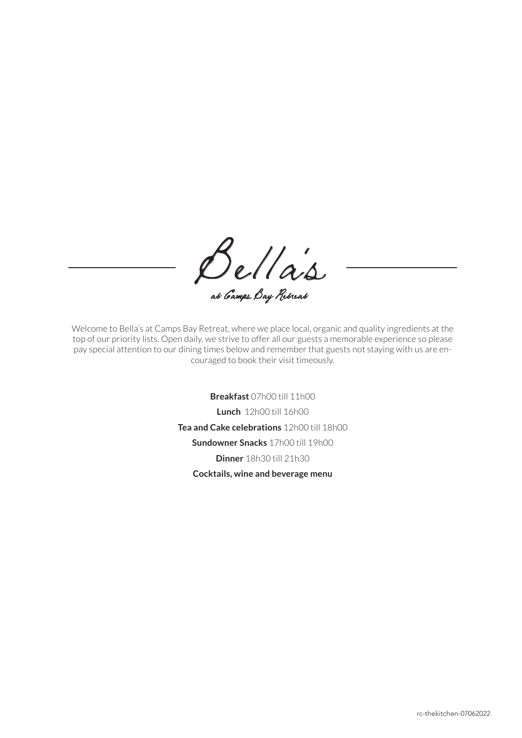# Bella's

*at Camps Bay Retreat*

Welcome to Bella's at Camps Bay Retreat, where we place local, organic and quality ingredients at the top of our priority lists. Open daily, we strive to offer all our guests a memorable experience so please pay special attention to our dining times below and remember that guests not staying with us are encouraged to book their visit timeously.

**Breakfast** 07h00 till 11h00

**Lunch** 12h00 till 16h00

**Tea and Cake celebrations** 12h00 till 18h00

**Sundowner Snacks** 17h00 till 19h00

**Dinner** 18h30 till 21h30

**Cocktails, wine and beverage menu**

rc-thekitchen-07062022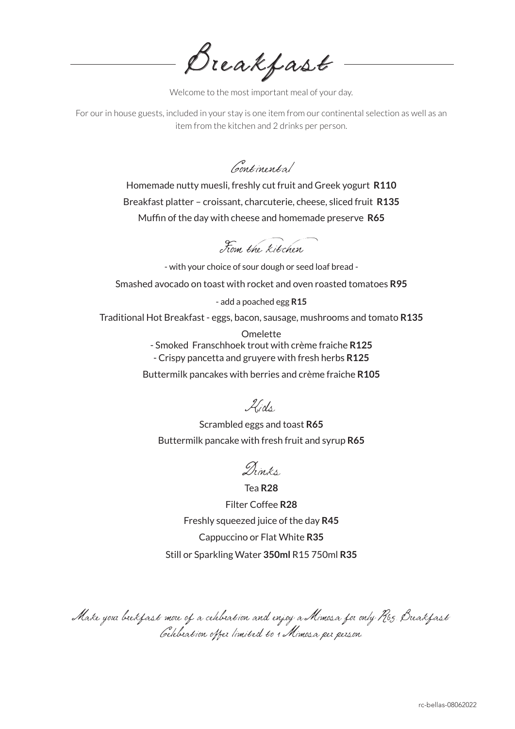# Breakfast

Welcome to the most important meal of your day.

For our in house guests, included in your stay is one item from our continental selection as well as an item from the kitchen and 2 drinks per person.

## Continental

Homemade nutty muesli, freshly cut fruit and Greek yogurt **R110**

Breakfast platter – croissant, charcuterie, cheese, sliced fruit **R135**

Muffin of the day with cheese and homemade preserve **R65**

## From the kitchen

- with your choice of sour dough or seed loaf bread -

Smashed avocado on toast with rocket and oven roasted tomatoes **R95**

- add a poached egg **R15**

Traditional Hot Breakfast - eggs, bacon, sausage, mushrooms and tomato **R135**

Omelette

- Smoked Franschhoek trout with crème fraiche **R125**
- Crispy pancetta and gruyere with fresh herbs **R125**

Buttermilk pancakes with berries and crème fraiche **R105**

## Kids

Scrambled eggs and toast **R65**

Buttermilk pancake with fresh fruit and syrup **R65**

## Drinks

Tea **R28**

Filter Coffee **R28**

Freshly squeezed juice of the day **R45**

Cappuccino or Flat White **R35**

Still or Sparkling Water **350ml** R15 750ml **R35**

*Make your brekfast more of a celebration and enjoy a Mimosa for only R65. Breakfast Celebration offer limited to 1 Mimosa per person*

rc-bellas-08062022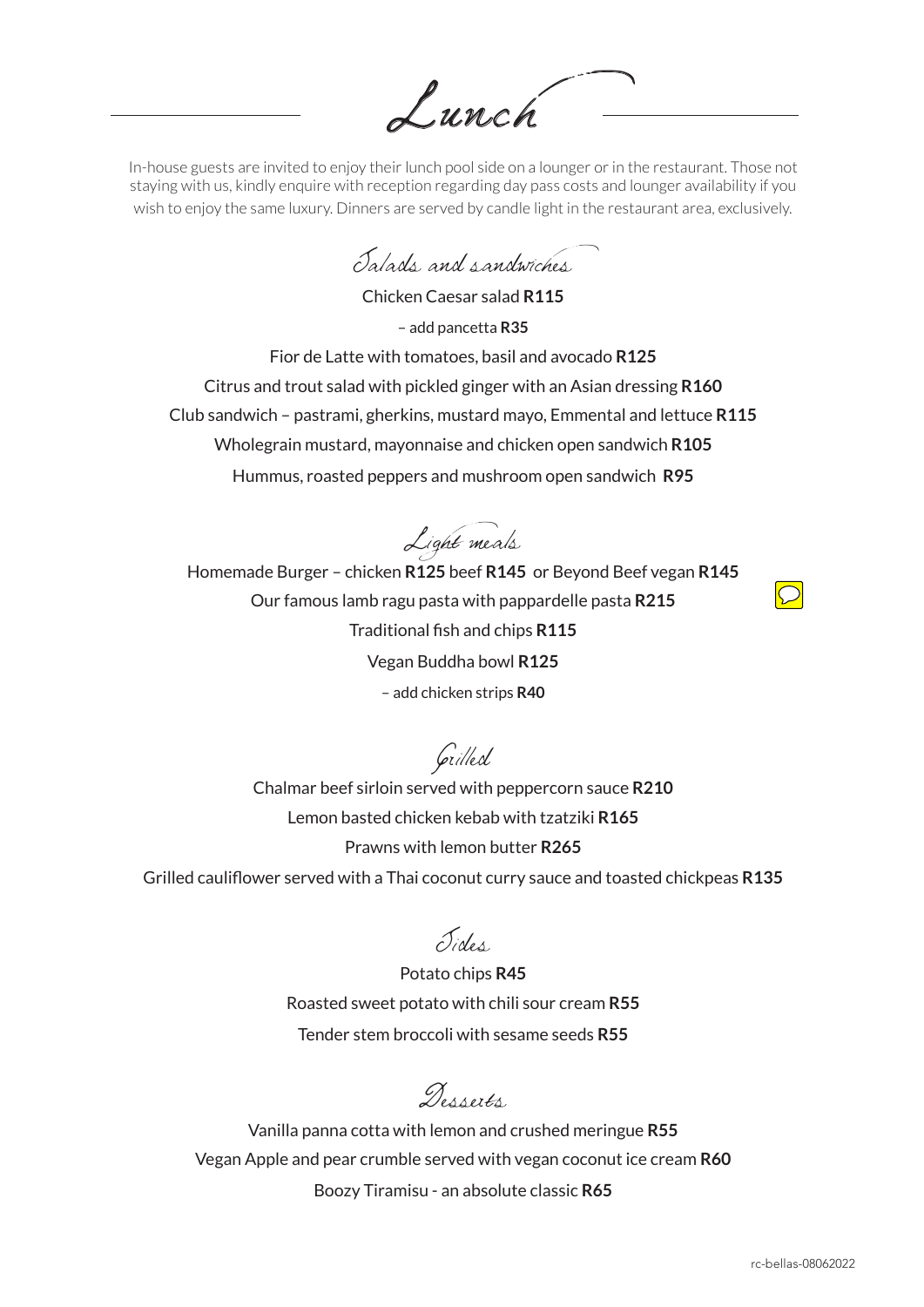# Lunch

In-house guests are invited to enjoy their lunch pool side on a lounger or in the restaurant. Those not staying with us, kindly enquire with reception regarding day pass costs and lounger availability if you wish to enjoy the same luxury. Dinners are served by candle light in the restaurant area, exclusively.

## Salads and sandwiches

Chicken Caesar salad **R115**

– add pancetta **R35**

Fior de Latte with tomatoes, basil and avocado **R125**

Citrus and trout salad with pickled ginger with an Asian dressing **R160**

Club sandwich – pastrami, gherkins, mustard mayo, Emmental and lettuce **R115**

Wholegrain mustard, mayonnaise and chicken open sandwich **R105**

Hummus, roasted peppers and mushroom open sandwich **R95**

## Light meals

Homemade Burger – chicken **R125** beef **R145** or Beyond Beef vegan **R145**

Our famous lamb ragu pasta with pappardelle pasta **R215**

Traditional fish and chips **R115**

Vegan Buddha bowl **R125**

– add chicken strips **R40**

## Grilled

Chalmar beef sirloin served with peppercorn sauce **R210**

Lemon basted chicken kebab with tzatziki **R165**

Prawns with lemon butter **R265**

Grilled cauliflower served with a Thai coconut curry sauce and toasted chickpeas **R135**

## Sides

Potato chips **R45**

Roasted sweet potato with chili sour cream **R55**

Tender stem broccoli with sesame seeds **R55**

## Desserts

Vanilla panna cotta with lemon and crushed meringue **R55**

Vegan Apple and pear crumble served with vegan coconut ice cream **R60**

Boozy Tiramisu - an absolute classic **R65**

rc-bellas-08062022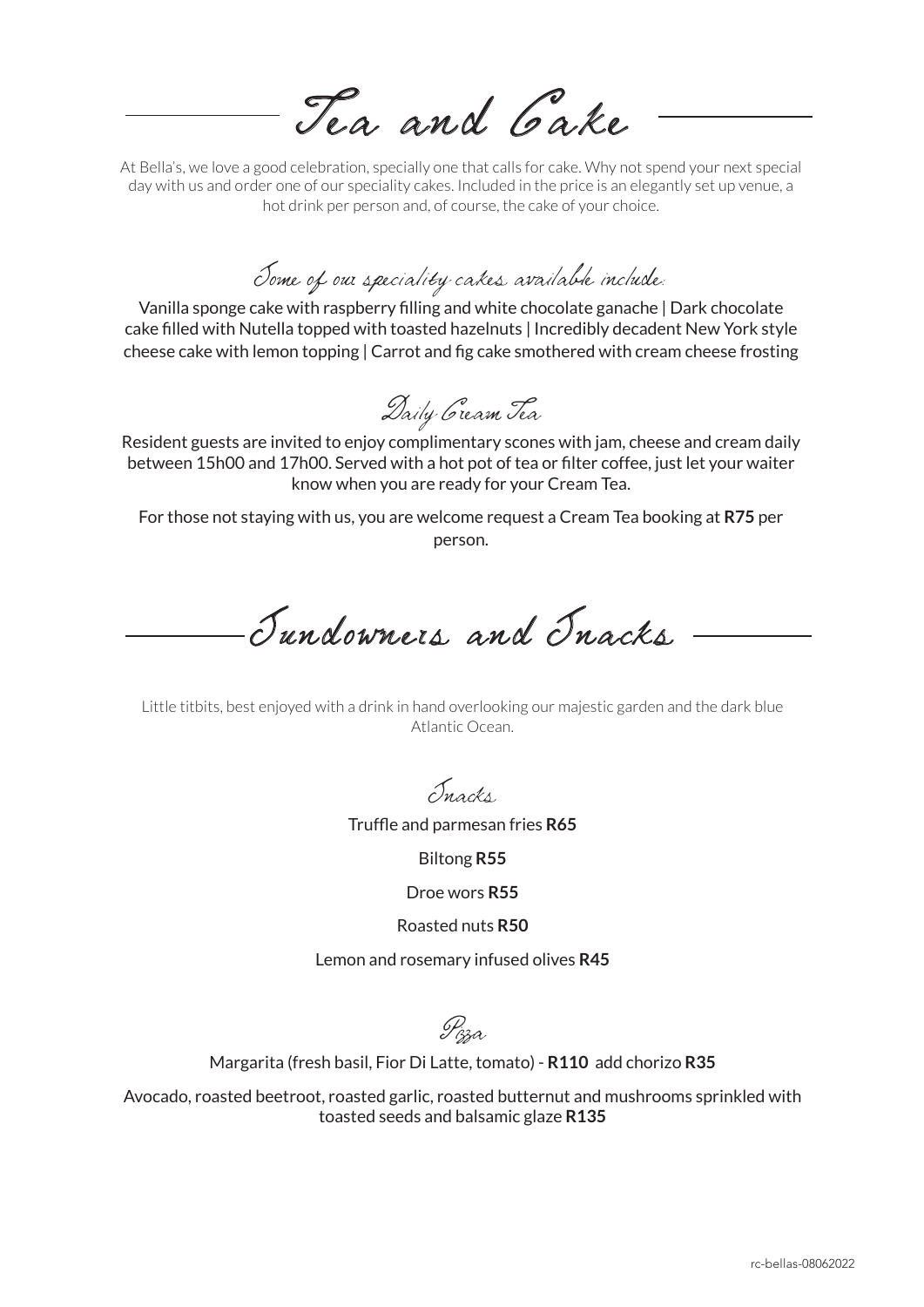# Tea and Cake

At Bella's, we love a good celebration, specially one that calls for cake. Why not spend your next special day with us and order one of our speciality cakes. Included in the price is an elegantly set up venue, a hot drink per person and, of course, the cake of your choice.

## Some of our speciality cakes available include:

Vanilla sponge cake with raspberry filling and white chocolate ganache | Dark chocolate cake filled with Nutella topped with toasted hazelnuts | Incredibly decadent New York style cheese cake with lemon topping | Carrot and fig cake smothered with cream cheese frosting

## Daily Cream Tea

Resident guests are invited to enjoy complimentary scones with jam, cheese and cream daily between 15h00 and 17h00. Served with a hot pot of tea or filter coffee, just let your waiter know when you are ready for your Cream Tea.

For those not staying with us, you are welcome request a Cream Tea booking at **R75** per person.

# Sundowners and Snacks

Little titbits, best enjoyed with a drink in hand overlooking our majestic garden and the dark blue Atlantic Ocean.

## Snacks

Truffle and parmesan fries **R65**

Biltong **R55**

Droe wors **R55**

Roasted nuts **R50**

Lemon and rosemary infused olives **R45**

## Pizza

Margarita (fresh basil, Fior Di Latte, tomato) - **R110** add chorizo **R35**

Avocado, roasted beetroot, roasted garlic, roasted butternut and mushrooms sprinkled with toasted seeds and balsamic glaze **R135**

rc-bellas-08062022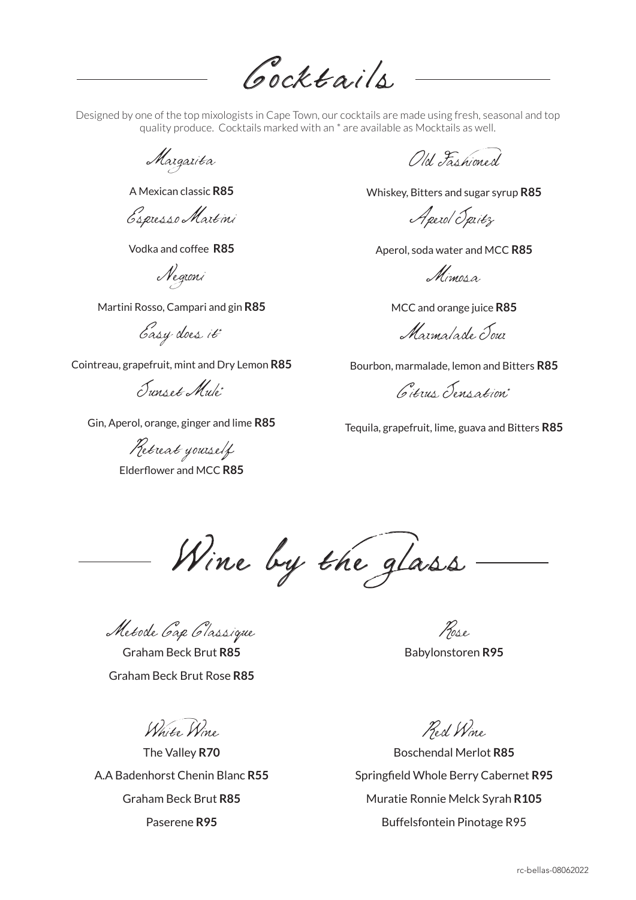# Cocktails

Designed by one of the top mixologists in Cape Town, our cocktails are made using fresh, seasonal and top quality produce. Cocktails marked with an * are available as Mocktails as well.

### Margarita

A Mexican classic **R85**

### Espresso Martini

Vodka and coffee **R85**

### Negroni

Martini Rosso, Campari and gin **R85**

### Easy does it*

Cointreau, grapefruit, mint and Dry Lemon **R85**

### Sunset Mule*

Gin, Aperol, orange, ginger and lime **R85**

### Retreat yourself

Elderflower and MCC **R85**

### Old Fashioned

Whiskey, Bitters and sugar syrup **R85**

### Aperol Spritz

Aperol, soda water and MCC **R85**

### Mimosa

MCC and orange juice **R85**

### Marmalade Sour

Bourbon, marmalade, lemon and Bitters **R85**

### Citrus Sensation*

Tequila, grapefruit, lime, guava and Bitters **R85**

# Wine by the glass

### Metode Cap Classique

Graham Beck Brut **R85**

Graham Beck Brut Rose **R85**

### Rose

Babylonstoren **R95**

### White Wine

The Valley **R70**

A.A Badenhorst Chenin Blanc **R55**

Graham Beck Brut **R85**

Paserene **R95**

### Red Wine

Boschendal Merlot **R85**

Springfield Whole Berry Cabernet **R95**

Muratie Ronnie Melck Syrah **R105**

Buffelsfontein Pinotage R95

rc-bellas-08062022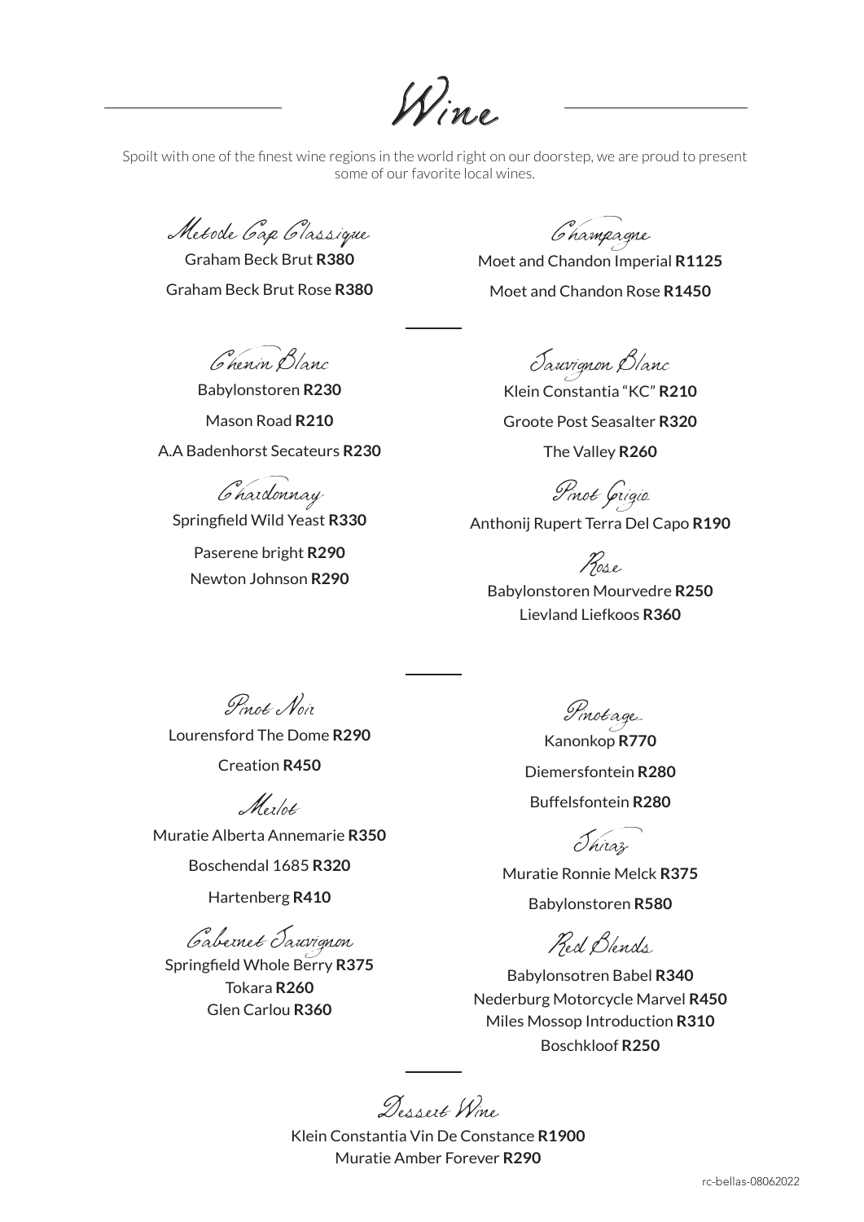# Wine

Spoilt with one of the finest wine regions in the world right on our doorstep, we are proud to present some of our favorite local wines.

## Metode Cap Classique

Graham Beck Brut **R380**

Graham Beck Brut Rose **R380**

## Champagne

Moet and Chandon Imperial **R1125**

Moet and Chandon Rose **R1450**

## Chenin Blanc

Babylonstoren **R230**

Mason Road **R210**

A.A Badenhorst Secateurs **R230**

## Chardonnay

Springfield Wild Yeast **R330**

Paserene bright **R290**

Newton Johnson **R290**

## Sauvignon Blanc

Klein Constantia "KC" **R210**

Groote Post Seasalter **R320**

The Valley **R260**

## Pinot Grigio

Anthonij Rupert Terra Del Capo **R190**

## Rose

Babylonstoren Mourvedre **R250**

Lievland Liefkoos **R360**

## Pinot Noir

Lourensford The Dome **R290**

Creation **R450**

## Merlot

Muratie Alberta Annemarie **R350**

Boschendal 1685 **R320**

Hartenberg **R410**

## Cabernet Sauvignon

Springfield Whole Berry **R375**

Tokara **R260**

Glen Carlou **R360**

## Pinotage

Kanonkop **R770**

Diemersfontein **R280**

Buffelsfontein **R280**

## Shiraz

Muratie Ronnie Melck **R375**

Babylonstoren **R580**

## Red Blends

Babylonsotren Babel **R340**

Nederburg Motorcycle Marvel **R450**

Miles Mossop Introduction **R310**

Boschkloof **R250**

## Dessert Wine

Klein Constantia Vin De Constance **R1900**

Muratie Amber Forever **R290**

rc-bellas-08062022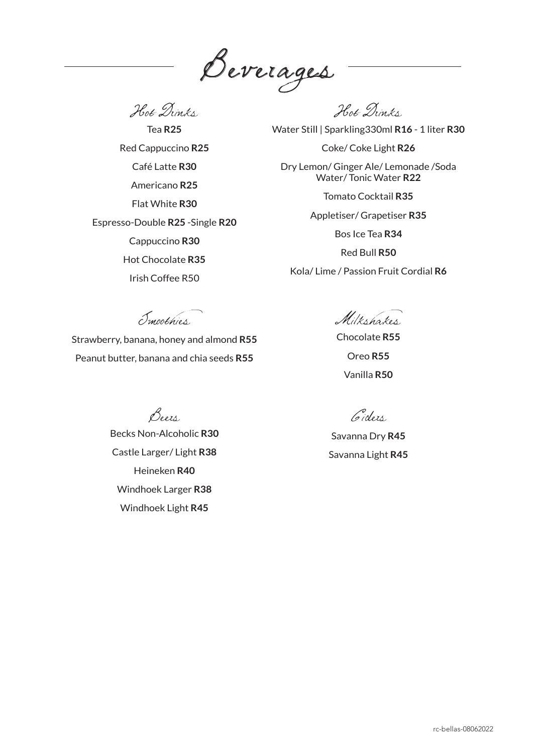# Beverages

## Hot Drinks

Tea **R25**

Red Cappuccino **R25**

Café Latte **R30**

Americano **R25**

Flat White **R30**

Espresso-Double **R25** -Single **R20**

Cappuccino **R30**

Hot Chocolate **R35**

Irish Coffee R50

## Hot Drinks

Water Still | Sparkling330ml **R16** - 1 liter **R30**

Coke/ Coke Light **R26**

Dry Lemon/ Ginger Ale/ Lemonade /Soda Water/ Tonic Water **R22**

Tomato Cocktail **R35**

Appletiser/ Grapetiser **R35**

Bos Ice Tea **R34**

Red Bull **R50**

Kola/ Lime / Passion Fruit Cordial **R6**

## Smoothies

Strawberry, banana, honey and almond **R55**

Peanut butter, banana and chia seeds **R55**

## Milkshakes

Chocolate **R55**

Oreo **R55**

Vanilla **R50**

## Beers

Becks Non-Alcoholic **R30**

Castle Larger/ Light **R38**

Heineken **R40**

Windhoek Larger **R38**

Windhoek Light **R45**

## Ciders

Savanna Dry **R45**

Savanna Light **R45**

rc-bellas-08062022